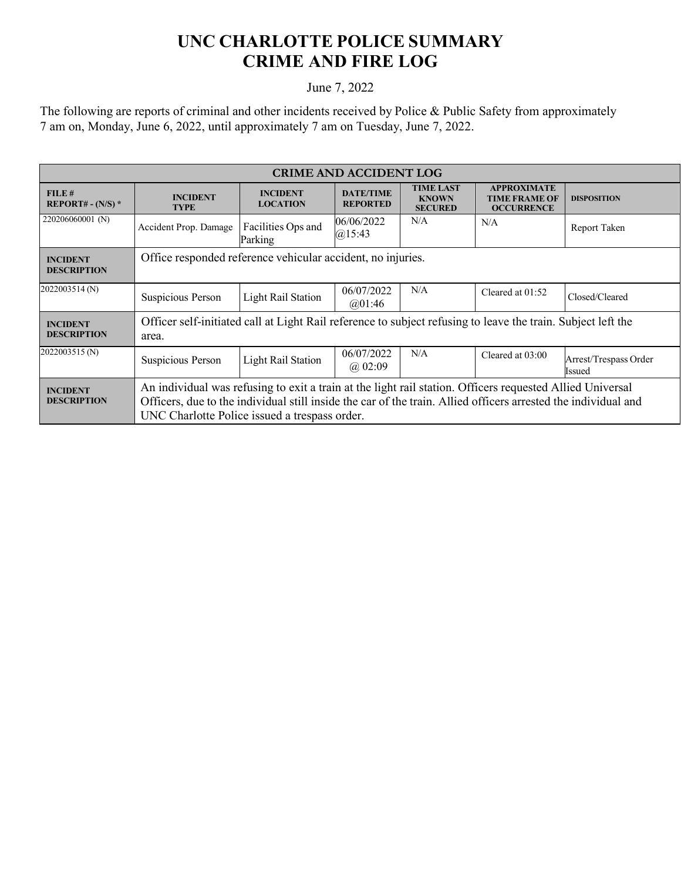# UNC CHARLOTTE POLICE SUMMARY
# CRIME AND FIRE LOG

June 7, 2022

The following are reports of criminal and other incidents received by Police & Public Safety from approximately 7 am on, Monday, June 6, 2022, until approximately 7 am on Tuesday, June 7, 2022.

| CRIME AND ACCIDENT LOG | | | | | | |
|---|---|---|---|---|---|---|
| **FILE # REPORT# - (N/S) *** | **INCIDENT TYPE** | **INCIDENT LOCATION** | **DATE/TIME REPORTED** | **TIME LAST KNOWN SECURED** | **APPROXIMATE TIME FRAME OF OCCURRENCE** | **DISPOSITION** |
| 220206060001 (N) | Accident Prop. Damage | Facilities Ops and Parking | 06/06/2022 @15:43 | N/A | N/A | Report Taken |
| **INCIDENT DESCRIPTION** | Office responded reference vehicular accident, no injuries. | | | | | |
| 2022003514 (N) | Suspicious Person | Light Rail Station | 06/07/2022 @01:46 | N/A | Cleared at 01:52 | Closed/Cleared |
| **INCIDENT DESCRIPTION** | Officer self-initiated call at Light Rail reference to subject refusing to leave the train. Subject left the area. | | | | | |
| 2022003515 (N) | Suspicious Person | Light Rail Station | 06/07/2022 @ 02:09 | N/A | Cleared at 03:00 | Arrest/Trespass Order Issued |
| **INCIDENT DESCRIPTION** | An individual was refusing to exit a train at the light rail station. Officers requested Allied Universal Officers, due to the individual still inside the car of the train. Allied officers arrested the individual and UNC Charlotte Police issued a trespass order. | | | | | |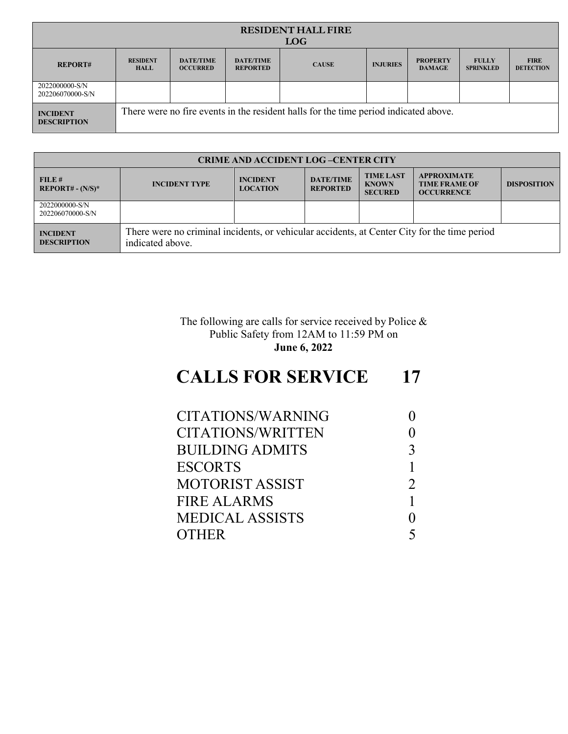| RESIDENT HALL FIRE LOG | | | | | | | | |
|---|---|---|---|---|---|---|---|---|
| **REPORT#** | **RESIDENT HALL** | **DATE/TIME OCCURRED** | **DATE/TIME REPORTED** | **CAUSE** | **INJURIES** | **PROPERTY DAMAGE** | **FULLY SPRINKLED** | **FIRE DETECTION** |
| 2022000000-S/N 202206070000-S/N | | | | | | | | |
| **INCIDENT DESCRIPTION** | There were no fire events in the resident halls for the time period indicated above. | | | | | | | |

| CRIME AND ACCIDENT LOG –CENTER CITY | | | | | | |
|---|---|---|---|---|---|---|
| **FILE # REPORT# - (N/S)*** | **INCIDENT TYPE** | **INCIDENT LOCATION** | **DATE/TIME REPORTED** | **TIME LAST KNOWN SECURED** | **APPROXIMATE TIME FRAME OF OCCURRENCE** | **DISPOSITION** |
| 2022000000-S/N 202206070000-S/N | | | | | | |
| **INCIDENT DESCRIPTION** | There were no criminal incidents, or vehicular accidents, at Center City for the time period indicated above. | | | | | |

The following are calls for service received by Police & Public Safety from 12AM to 11:59 PM on
**June 6, 2022**

# CALLS FOR SERVICE 17

| | |
|---|---|
| CITATIONS/WARNING | 0 |
| CITATIONS/WRITTEN | 0 |
| BUILDING ADMITS | 3 |
| ESCORTS | 1 |
| MOTORIST ASSIST | 2 |
| FIRE ALARMS | 1 |
| MEDICAL ASSISTS | 0 |
| OTHER | 5 |